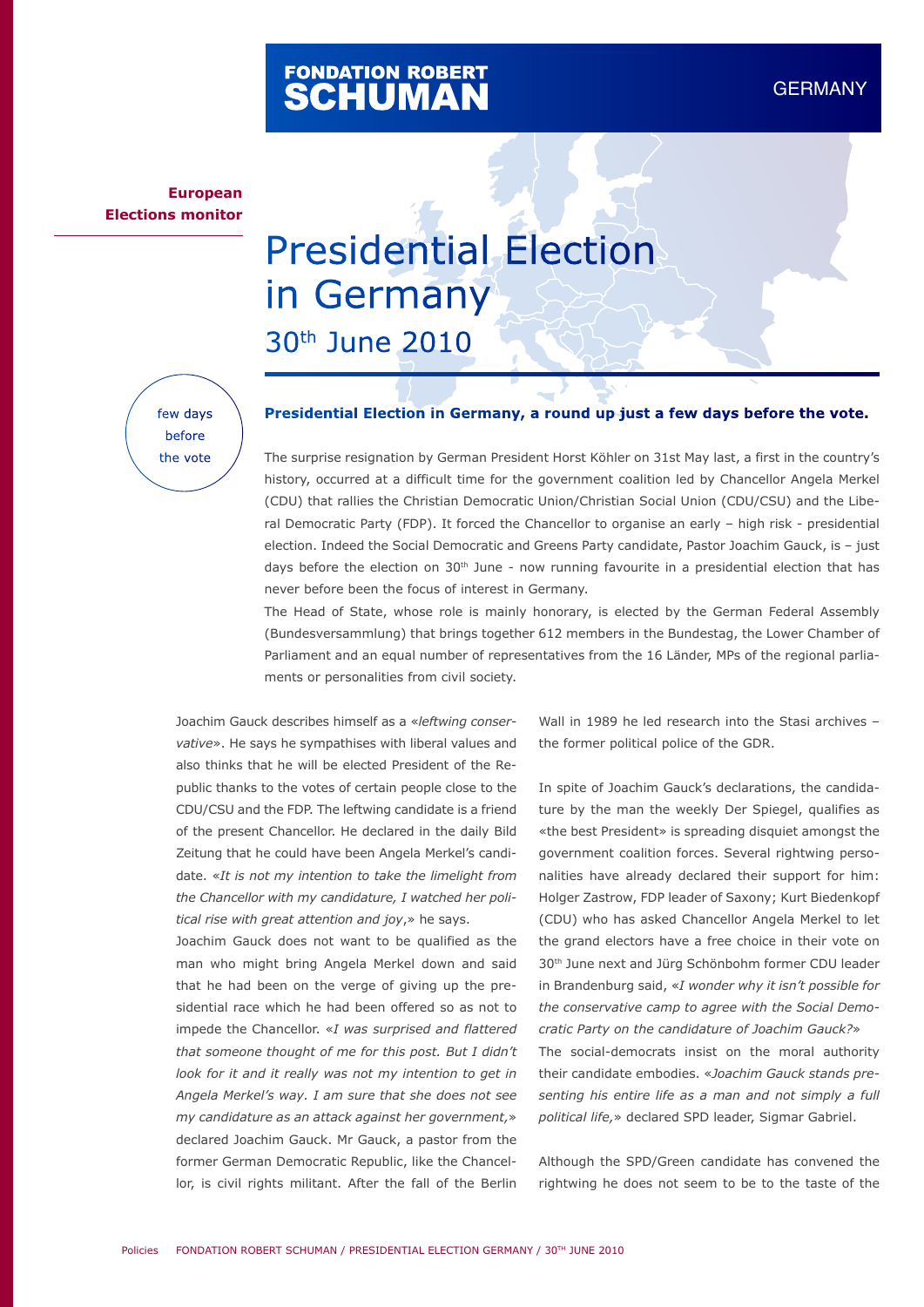FONDATION ROBERT SCHUMAN

GERMANY

**European Elections monitor**

# Presidential Election in Germany

## 30th June 2010

few days before the vote

**Presidential Election in Germany, a round up just a few days before the vote.**

The surprise resignation by German President Horst Köhler on 31st May last, a first in the country's history, occurred at a difficult time for the government coalition led by Chancellor Angela Merkel (CDU) that rallies the Christian Democratic Union/Christian Social Union (CDU/CSU) and the Liberal Democratic Party (FDP). It forced the Chancellor to organise an early – high risk - presidential election. Indeed the Social Democratic and Greens Party candidate, Pastor Joachim Gauck, is – just days before the election on 30th June - now running favourite in a presidential election that has never before been the focus of interest in Germany.

The Head of State, whose role is mainly honorary, is elected by the German Federal Assembly (Bundesversammlung) that brings together 612 members in the Bundestag, the Lower Chamber of Parliament and an equal number of representatives from the 16 Länder, MPs of the regional parliaments or personalities from civil society.

Joachim Gauck describes himself as a «*leftwing conservative*». He says he sympathises with liberal values and also thinks that he will be elected President of the Republic thanks to the votes of certain people close to the CDU/CSU and the FDP. The leftwing candidate is a friend of the present Chancellor. He declared in the daily Bild Zeitung that he could have been Angela Merkel's candidate. «*It is not my intention to take the limelight from the Chancellor with my candidature, I watched her political rise with great attention and joy*,» he says.

Joachim Gauck does not want to be qualified as the man who might bring Angela Merkel down and said that he had been on the verge of giving up the presidential race which he had been offered so as not to impede the Chancellor. «*I was surprised and flattered that someone thought of me for this post. But I didn't look for it and it really was not my intention to get in Angela Merkel's way. I am sure that she does not see my candidature as an attack against her government,*» declared Joachim Gauck. Mr Gauck, a pastor from the former German Democratic Republic, like the Chancellor, is civil rights militant. After the fall of the Berlin Wall in 1989 he led research into the Stasi archives – the former political police of the GDR.

In spite of Joachim Gauck's declarations, the candidature by the man the weekly Der Spiegel, qualifies as «the best President» is spreading disquiet amongst the government coalition forces. Several rightwing personalities have already declared their support for him: Holger Zastrow, FDP leader of Saxony; Kurt Biedenkopf (CDU) who has asked Chancellor Angela Merkel to let the grand electors have a free choice in their vote on 30th June next and Jürg Schönbohm former CDU leader in Brandenburg said, «*I wonder why it isn't possible for the conservative camp to agree with the Social Democratic Party on the candidature of Joachim Gauck?*»

The social-democrats insist on the moral authority their candidate embodies. «*Joachim Gauck stands presenting his entire life as a man and not simply a full political life,*» declared SPD leader, Sigmar Gabriel.

Although the SPD/Green candidate has convened the rightwing he does not seem to be to the taste of the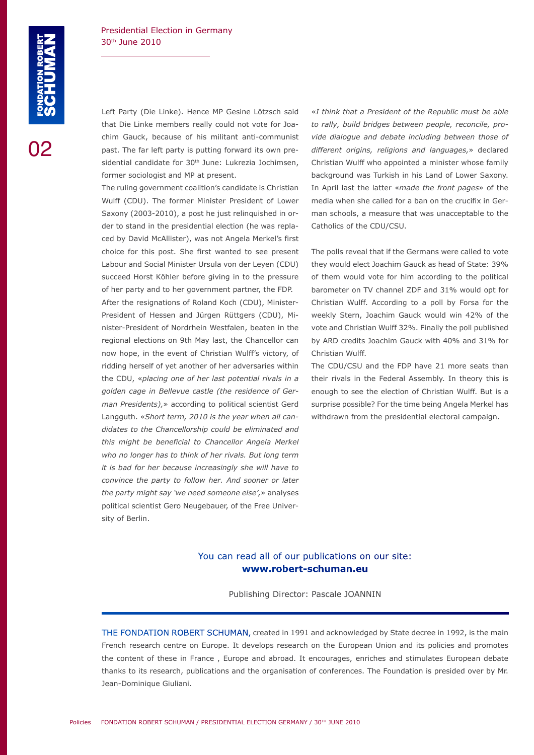Left Party (Die Linke). Hence MP Gesine Lötzsch said that Die Linke members really could not vote for Joachim Gauck, because of his militant anti-communist past. The far left party is putting forward its own presidential candidate for 30th June: Lukrezia Jochimsen, former sociologist and MP at present.

The ruling government coalition's candidate is Christian Wulff (CDU). The former Minister President of Lower Saxony (2003-2010), a post he just relinquished in order to stand in the presidential election (he was replaced by David McAllister), was not Angela Merkel's first choice for this post. She first wanted to see present Labour and Social Minister Ursula von der Leyen (CDU) succeed Horst Köhler before giving in to the pressure of her party and to her government partner, the FDP.

After the resignations of Roland Koch (CDU), Minister-President of Hessen and Jürgen Rüttgers (CDU), Minister-President of Nordrhein Westfalen, beaten in the regional elections on 9th May last, the Chancellor can now hope, in the event of Christian Wulff's victory, of ridding herself of yet another of her adversaries within the CDU, «*placing one of her last potential rivals in a golden cage in Bellevue castle (the residence of German Presidents),*» according to political scientist Gerd Langguth. «*Short term, 2010 is the year when all candidates to the Chancellorship could be eliminated and this might be beneficial to Chancellor Angela Merkel who no longer has to think of her rivals. But long term it is bad for her because increasingly she will have to convince the party to follow her. And sooner or later the party might say 'we need someone else',*» analyses political scientist Gero Neugebauer, of the Free University of Berlin.

«*I think that a President of the Republic must be able to rally, build bridges between people, reconcile, provide dialogue and debate including between those of different origins, religions and languages,*» declared Christian Wulff who appointed a minister whose family background was Turkish in his Land of Lower Saxony. In April last the latter «*made the front pages*» of the media when she called for a ban on the crucifix in German schools, a measure that was unacceptable to the Catholics of the CDU/CSU.

The polls reveal that if the Germans were called to vote they would elect Joachim Gauck as head of State: 39% of them would vote for him according to the political barometer on TV channel ZDF and 31% would opt for Christian Wulff. According to a poll by Forsa for the weekly Stern, Joachim Gauck would win 42% of the vote and Christian Wulff 32%. Finally the poll published by ARD credits Joachim Gauck with 40% and 31% for Christian Wulff.

The CDU/CSU and the FDP have 21 more seats than their rivals in the Federal Assembly. In theory this is enough to see the election of Christian Wulff. But is a surprise possible? For the time being Angela Merkel has withdrawn from the presidential electoral campaign.

You can read all of our publications on our site:
**www.robert-schuman.eu**

Publishing Director: Pascale JOANNIN

THE FONDATION ROBERT SCHUMAN, created in 1991 and acknowledged by State decree in 1992, is the main French research centre on Europe. It develops research on the European Union and its policies and promotes the content of these in France , Europe and abroad. It encourages, enriches and stimulates European debate thanks to its research, publications and the organisation of conferences. The Foundation is presided over by Mr. Jean-Dominique Giuliani.